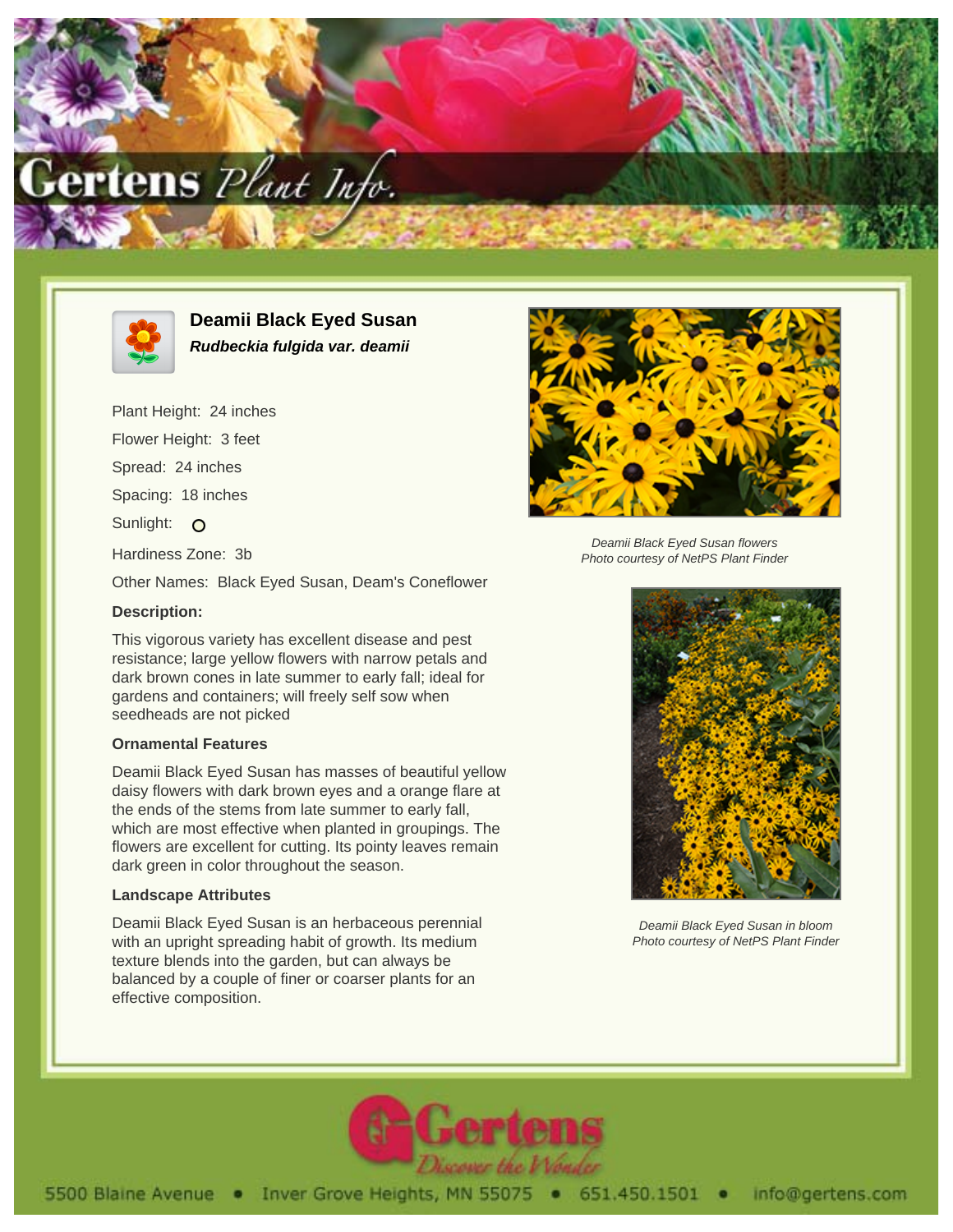# Deamii Black Eyed Susan

***Rudbeckia fulgida var. deamii***

Plant Height: 24 inches

Flower Height: 3 feet

Spread: 24 inches

Spacing: 18 inches

Sunlight: O

Hardiness Zone: 3b

Other Names: Black Eyed Susan, Deam's Coneflower

**Description:**

This vigorous variety has excellent disease and pest resistance; large yellow flowers with narrow petals and dark brown cones in late summer to early fall; ideal for gardens and containers; will freely self sow when seedheads are not picked

### Ornamental Features

Deamii Black Eyed Susan has masses of beautiful yellow daisy flowers with dark brown eyes and a orange flare at the ends of the stems from late summer to early fall, which are most effective when planted in groupings. The flowers are excellent for cutting. Its pointy leaves remain dark green in color throughout the season.

### Landscape Attributes

Deamii Black Eyed Susan is an herbaceous perennial with an upright spreading habit of growth. Its medium texture blends into the garden, but can always be balanced by a couple of finer or coarser plants for an effective composition.

*Deamii Black Eyed Susan flowers*
*Photo courtesy of NetPS Plant Finder*

*Deamii Black Eyed Susan in bloom*
*Photo courtesy of NetPS Plant Finder*

5500 Blaine Avenue • Inver Grove Heights, MN 55075 • 651.450.1501 • info@gertens.com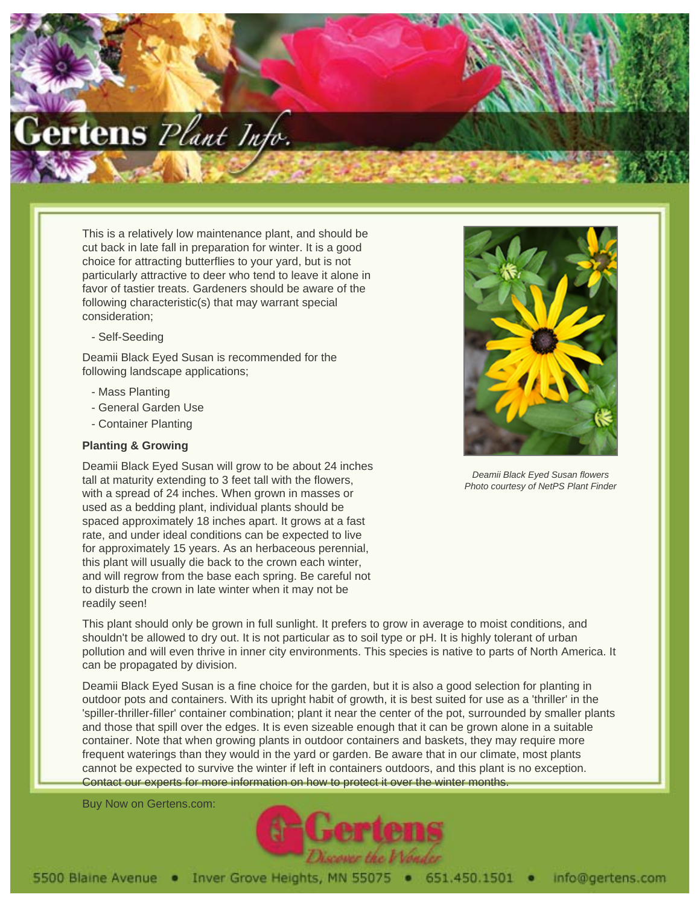This is a relatively low maintenance plant, and should be cut back in late fall in preparation for winter. It is a good choice for attracting butterflies to your yard, but is not particularly attractive to deer who tend to leave it alone in favor of tastier treats. Gardeners should be aware of the following characteristic(s) that may warrant special consideration;

- Self-Seeding

Deamii Black Eyed Susan is recommended for the following landscape applications;

- Mass Planting
- General Garden Use
- Container Planting

*Deamii Black Eyed Susan flowers*
*Photo courtesy of NetPS Plant Finder*

**Planting & Growing**

Deamii Black Eyed Susan will grow to be about 24 inches tall at maturity extending to 3 feet tall with the flowers, with a spread of 24 inches. When grown in masses or used as a bedding plant, individual plants should be spaced approximately 18 inches apart. It grows at a fast rate, and under ideal conditions can be expected to live for approximately 15 years. As an herbaceous perennial, this plant will usually die back to the crown each winter, and will regrow from the base each spring. Be careful not to disturb the crown in late winter when it may not be readily seen!

This plant should only be grown in full sunlight. It prefers to grow in average to moist conditions, and shouldn't be allowed to dry out. It is not particular as to soil type or pH. It is highly tolerant of urban pollution and will even thrive in inner city environments. This species is native to parts of North America. It can be propagated by division.

Deamii Black Eyed Susan is a fine choice for the garden, but it is also a good selection for planting in outdoor pots and containers. With its upright habit of growth, it is best suited for use as a 'thriller' in the 'spiller-thriller-filler' container combination; plant it near the center of the pot, surrounded by smaller plants and those that spill over the edges. It is even sizeable enough that it can be grown alone in a suitable container. Note that when growing plants in outdoor containers and baskets, they may require more frequent waterings than they would in the yard or garden. Be aware that in our climate, most plants cannot be expected to survive the winter if left in containers outdoors, and this plant is no exception. Contact our experts for more information on how to protect it over the winter months.

Buy Now on Gertens.com:

5500 Blaine Avenue • Inver Grove Heights, MN 55075 • 651.450.1501 • info@gertens.com